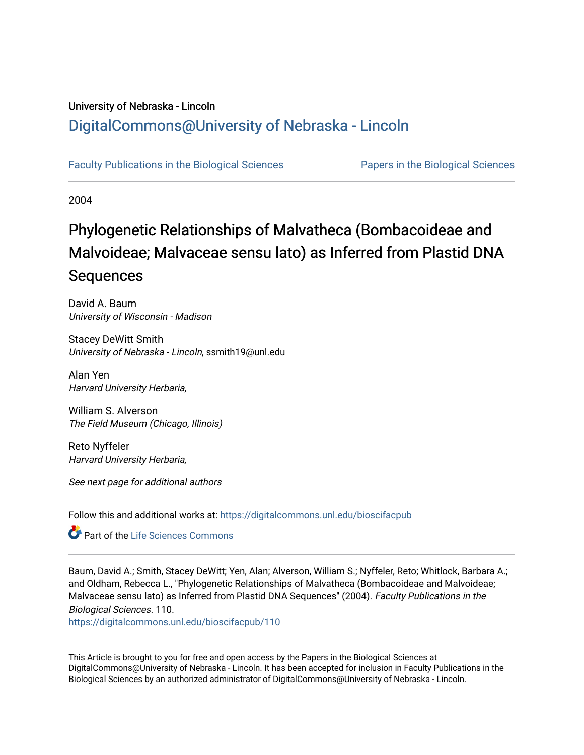University of Nebraska - Lincoln

## DigitalCommons@University of Nebraska - Lincoln

Faculty Publications in the Biological Sciences

Papers in the Biological Sciences

2004

# Phylogenetic Relationships of Malvatheca (Bombacoideae and Malvoideae; Malvaceae sensu lato) as Inferred from Plastid DNA Sequences

David A. Baum
*University of Wisconsin - Madison*

Stacey DeWitt Smith
*University of Nebraska - Lincoln*, ssmith19@unl.edu

Alan Yen
*Harvard University Herbaria,*

William S. Alverson
*The Field Museum (Chicago, Illinois)*

Reto Nyffeler
*Harvard University Herbaria,*

*See next page for additional authors*

Follow this and additional works at: https://digitalcommons.unl.edu/bioscifacpub

Part of the Life Sciences Commons

Baum, David A.; Smith, Stacey DeWitt; Yen, Alan; Alverson, William S.; Nyffeler, Reto; Whitlock, Barbara A.; and Oldham, Rebecca L., "Phylogenetic Relationships of Malvatheca (Bombacoideae and Malvoideae; Malvaceae sensu lato) as Inferred from Plastid DNA Sequences" (2004). *Faculty Publications in the Biological Sciences*. 110.
https://digitalcommons.unl.edu/bioscifacpub/110

This Article is brought to you for free and open access by the Papers in the Biological Sciences at DigitalCommons@University of Nebraska - Lincoln. It has been accepted for inclusion in Faculty Publications in the Biological Sciences by an authorized administrator of DigitalCommons@University of Nebraska - Lincoln.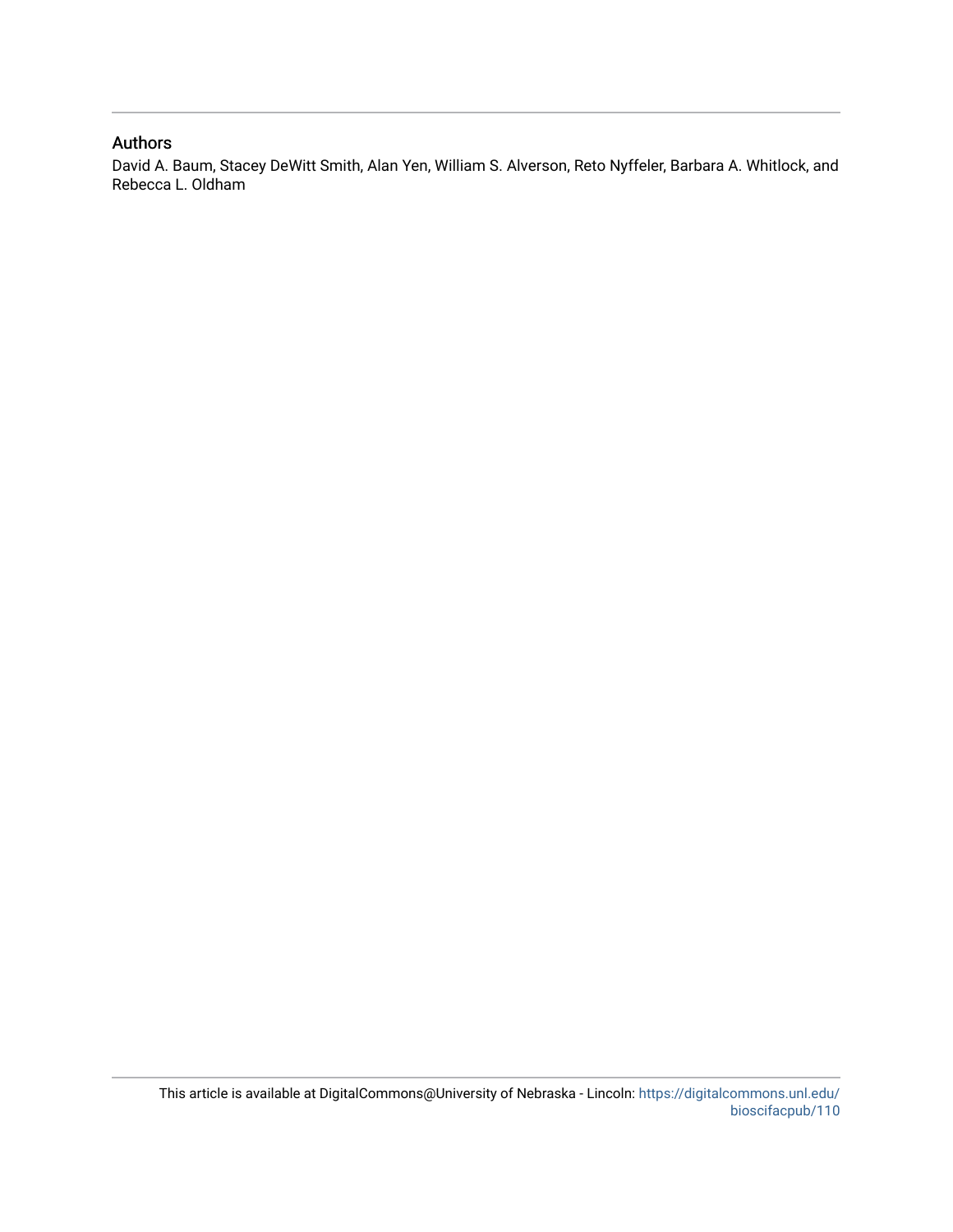## Authors

David A. Baum, Stacey DeWitt Smith, Alan Yen, William S. Alverson, Reto Nyffeler, Barbara A. Whitlock, and Rebecca L. Oldham

This article is available at DigitalCommons@University of Nebraska - Lincoln: https://digitalcommons.unl.edu/bioscifacpub/110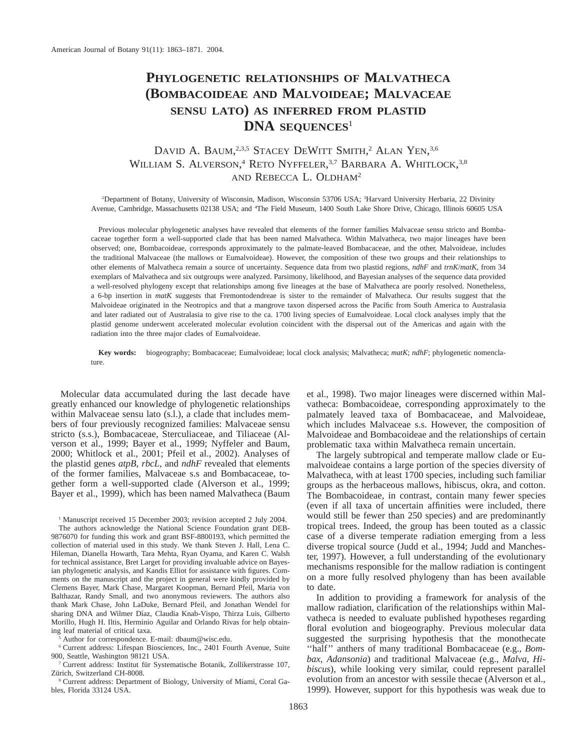American Journal of Botany 91(11): 1863–1871. 2004.

# PHYLOGENETIC RELATIONSHIPS OF MALVATHECA (BOMBACOIDEAE AND MALVOIDEAE; MALVACEAE SENSU LATO) AS INFERRED FROM PLASTID DNA SEQUENCES[1]

DAVID A. BAUM,[2,3,5] STACEY DEWITT SMITH,[2] ALAN YEN,[3,6] WILLIAM S. ALVERSON,[4] RETO NYFFELER,[3,7] BARBARA A. WHITLOCK,[3,8] AND REBECCA L. OLDHAM[2]

[2]Department of Botany, University of Wisconsin, Madison, Wisconsin 53706 USA; [3]Harvard University Herbaria, 22 Divinity Avenue, Cambridge, Massachusetts 02138 USA; and [4]The Field Museum, 1400 South Lake Shore Drive, Chicago, Illinois 60605 USA

Previous molecular phylogenetic analyses have revealed that elements of the former families Malvaceae sensu stricto and Bombacaceae together form a well-supported clade that has been named Malvatheca. Within Malvatheca, two major lineages have been observed; one, Bombacoideae, corresponds approximately to the palmate-leaved Bombacaceae, and the other, Malvoideae, includes the traditional Malvaceae (the mallows or Eumalvoideae). However, the composition of these two groups and their relationships to other elements of Malvatheca remain a source of uncertainty. Sequence data from two plastid regions, *ndhF* and *trnK*/*matK*, from 34 exemplars of Malvatheca and six outgroups were analyzed. Parsimony, likelihood, and Bayesian analyses of the sequence data provided a well-resolved phylogeny except that relationships among five lineages at the base of Malvatheca are poorly resolved. Nonetheless, a 6-bp insertion in *matK* suggests that Fremontodendreae is sister to the remainder of Malvatheca. Our results suggest that the Malvoideae originated in the Neotropics and that a mangrove taxon dispersed across the Pacific from South America to Australasia and later radiated out of Australasia to give rise to the ca. 1700 living species of Eumalvoideae. Local clock analyses imply that the plastid genome underwent accelerated molecular evolution coincident with the dispersal out of the Americas and again with the radiation into the three major clades of Eumalvoideae.

**Key words:** biogeography; Bombacaceae; Eumalvoideae; local clock analysis; Malvatheca; *matK*; *ndhF*; phylogenetic nomenclature.

Molecular data accumulated during the last decade have greatly enhanced our knowledge of phylogenetic relationships within Malvaceae sensu lato (s.l.), a clade that includes members of four previously recognized families: Malvaceae sensu stricto (s.s.), Bombacaceae, Sterculiaceae, and Tiliaceae (Alverson et al., 1999; Bayer et al., 1999; Nyffeler and Baum, 2000; Whitlock et al., 2001; Pfeil et al., 2002). Analyses of the plastid genes *atpB*, *rbcL*, and *ndhF* revealed that elements of the former families, Malvaceae s.s and Bombacaceae, together form a well-supported clade (Alverson et al., 1999; Bayer et al., 1999), which has been named Malvatheca (Baum et al., 1998). Two major lineages were discerned within Malvatheca: Bombacoideae, corresponding approximately to the palmately leaved taxa of Bombacaceae, and Malvoideae, which includes Malvaceae s.s. However, the composition of Malvoideae and Bombacoideae and the relationships of certain problematic taxa within Malvatheca remain uncertain.

The largely subtropical and temperate mallow clade or Eumalvoideae contains a large portion of the species diversity of Malvatheca, with at least 1700 species, including such familiar groups as the herbaceous mallows, hibiscus, okra, and cotton. The Bombacoideae, in contrast, contain many fewer species (even if all taxa of uncertain affinities were included, there would still be fewer than 250 species) and are predominantly tropical trees. Indeed, the group has been touted as a classic case of a diverse temperate radiation emerging from a less diverse tropical source (Judd et al., 1994; Judd and Manchester, 1997). However, a full understanding of the evolutionary mechanisms responsible for the mallow radiation is contingent on a more fully resolved phylogeny than has been available to date.

In addition to providing a framework for analysis of the mallow radiation, clarification of the relationships within Malvatheca is needed to evaluate published hypotheses regarding floral evolution and biogeography. Previous molecular data suggested the surprising hypothesis that the monothecate ''half'' anthers of many traditional Bombacaceae (e.g., *Bombax*, *Adansonia*) and traditional Malvaceae (e.g., *Malva*, *Hibiscus*), while looking very similar, could represent parallel evolution from an ancestor with sessile thecae (Alverson et al., 1999). However, support for this hypothesis was weak due to

[1] Manuscript received 15 December 2003; revision accepted 2 July 2004.

The authors acknowledge the National Science Foundation grant DEB-9876070 for funding this work and grant BSF-8800193, which permitted the collection of material used in this study. We thank Steven J. Hall, Lena C. Hileman, Dianella Howarth, Tara Mehta, Ryan Oyama, and Karen C. Walsh for technical assistance, Bret Larget for providing invaluable advice on Bayesian phylogenetic analysis, and Kandis Elliot for assistance with figures. Comments on the manuscript and the project in general were kindly provided by Clemens Bayer, Mark Chase, Margaret Koopman, Bernard Pfeil, Maria von Balthazar, Randy Small, and two anonymous reviewers. The authors also thank Mark Chase, John LaDuke, Bernard Pfeil, and Jonathan Wendel for sharing DNA and Wilmer Díaz, Claudia Knab-Vispo, Thirza Luis, Gilberto Morillo, Hugh H. Iltis, Herminio Aguilar and Orlando Rivas for help obtaining leaf material of critical taxa.

[5] Author for correspondence. E-mail: dbaum@wisc.edu.

[6] Current address: Lifespan Biosciences, Inc., 2401 Fourth Avenue, Suite 900, Seattle, Washington 98121 USA.

[7] Current address: Institut für Systematische Botanik, Zollikerstrasse 107, Zürich, Switzerland CH-8008.

[8] Current address: Department of Biology, University of Miami, Coral Gables, Florida 33124 USA.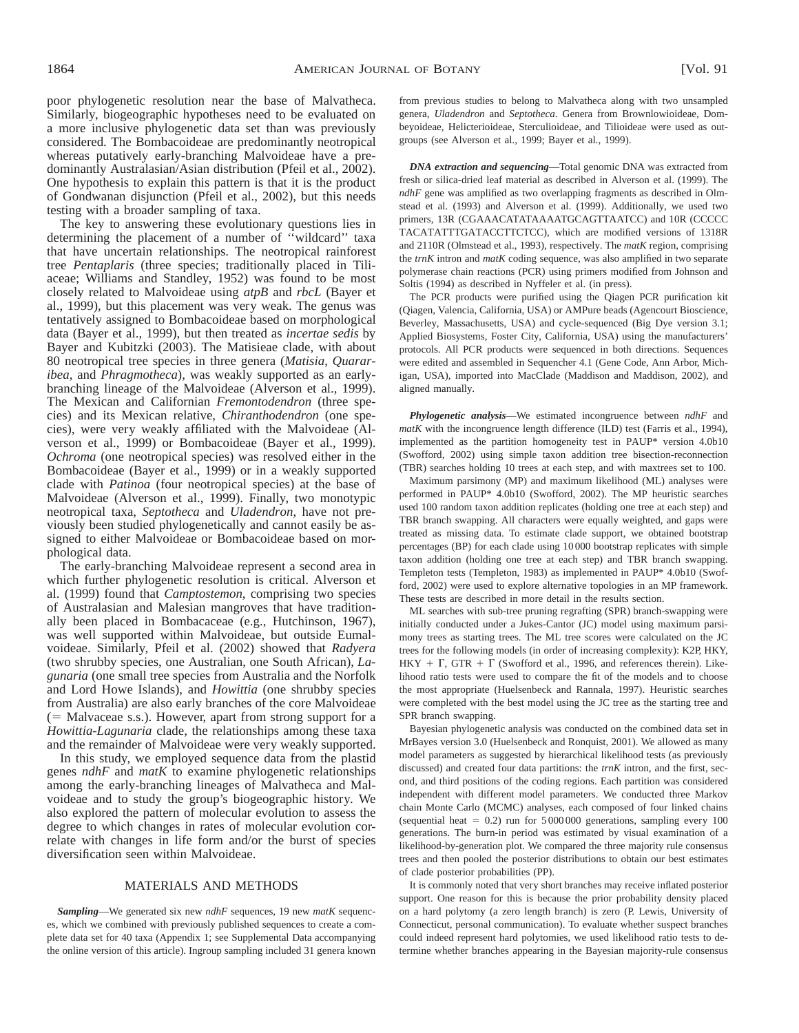poor phylogenetic resolution near the base of Malvatheca. Similarly, biogeographic hypotheses need to be evaluated on a more inclusive phylogenetic data set than was previously considered. The Bombacoideae are predominantly neotropical whereas putatively early-branching Malvoideae have a predominantly Australasian/Asian distribution (Pfeil et al., 2002). One hypothesis to explain this pattern is that it is the product of Gondwanan disjunction (Pfeil et al., 2002), but this needs testing with a broader sampling of taxa.

The key to answering these evolutionary questions lies in determining the placement of a number of ''wildcard'' taxa that have uncertain relationships. The neotropical rainforest tree *Pentaplaris* (three species; traditionally placed in Tiliaceae; Williams and Standley, 1952) was found to be most closely related to Malvoideae using *atpB* and *rbcL* (Bayer et al., 1999), but this placement was very weak. The genus was tentatively assigned to Bombacoideae based on morphological data (Bayer et al., 1999), but then treated as *incertae sedis* by Bayer and Kubitzki (2003). The Matisieae clade, with about 80 neotropical tree species in three genera (*Matisia*, *Quararibea*, and *Phragmotheca*), was weakly supported as an early-branching lineage of the Malvoideae (Alverson et al., 1999). The Mexican and Californian *Fremontodendron* (three species) and its Mexican relative, *Chiranthodendron* (one species), were very weakly affiliated with the Malvoideae (Alverson et al., 1999) or Bombacoideae (Bayer et al., 1999). *Ochroma* (one neotropical species) was resolved either in the Bombacoideae (Bayer et al., 1999) or in a weakly supported clade with *Patinoa* (four neotropical species) at the base of Malvoideae (Alverson et al., 1999). Finally, two monotypic neotropical taxa, *Septotheca* and *Uladendron*, have not previously been studied phylogenetically and cannot easily be assigned to either Malvoideae or Bombacoideae based on morphological data.

The early-branching Malvoideae represent a second area in which further phylogenetic resolution is critical. Alverson et al. (1999) found that *Camptostemon*, comprising two species of Australasian and Malesian mangroves that have traditionally been placed in Bombacaceae (e.g., Hutchinson, 1967), was well supported within Malvoideae, but outside Eumalvoideae. Similarly, Pfeil et al. (2002) showed that *Radyera* (two shrubby species, one Australian, one South African), *Lagunaria* (one small tree species from Australia and the Norfolk and Lord Howe Islands), and *Howittia* (one shrubby species from Australia) are also early branches of the core Malvoideae (= Malvaceae s.s.). However, apart from strong support for a *Howittia-Lagunaria* clade, the relationships among these taxa and the remainder of Malvoideae were very weakly supported.

In this study, we employed sequence data from the plastid genes *ndhF* and *matK* to examine phylogenetic relationships among the early-branching lineages of Malvatheca and Malvoideae and to study the group's biogeographic history. We also explored the pattern of molecular evolution to assess the degree to which changes in rates of molecular evolution correlate with changes in life form and/or the burst of species diversification seen within Malvoideae.

## MATERIALS AND METHODS

***Sampling***—We generated six new *ndhF* sequences, 19 new *matK* sequences, which we combined with previously published sequences to create a complete data set for 40 taxa (Appendix 1; see Supplemental Data accompanying the online version of this article). Ingroup sampling included 31 genera known from previous studies to belong to Malvatheca along with two unsampled genera, *Uladendron* and *Septotheca*. Genera from Brownlowioideae, Dombeyoideae, Helicterioideae, Sterculioideae, and Tilioideae were used as outgroups (see Alverson et al., 1999; Bayer et al., 1999).

***DNA extraction and sequencing***—Total genomic DNA was extracted from fresh or silica-dried leaf material as described in Alverson et al. (1999). The *ndhF* gene was amplified as two overlapping fragments as described in Olmstead et al. (1993) and Alverson et al. (1999). Additionally, we used two primers, 13R (CGAAACATATAAAATGCAGTTAATCC) and 10R (CCCCC TACATATTTGATACCTTCTCC), which are modified versions of 1318R and 2110R (Olmstead et al., 1993), respectively. The *matK* region, comprising the *trnK* intron and *matK* coding sequence, was also amplified in two separate polymerase chain reactions (PCR) using primers modified from Johnson and Soltis (1994) as described in Nyffeler et al. (in press).

The PCR products were purified using the Qiagen PCR purification kit (Qiagen, Valencia, California, USA) or AMPure beads (Agencourt Bioscience, Beverley, Massachusetts, USA) and cycle-sequenced (Big Dye version 3.1; Applied Biosystems, Foster City, California, USA) using the manufacturers' protocols. All PCR products were sequenced in both directions. Sequences were edited and assembled in Sequencher 4.1 (Gene Code, Ann Arbor, Michigan, USA), imported into MacClade (Maddison and Maddison, 2002), and aligned manually.

***Phylogenetic analysis***—We estimated incongruence between *ndhF* and *matK* with the incongruence length difference (ILD) test (Farris et al., 1994), implemented as the partition homogeneity test in PAUP* version 4.0b10 (Swofford, 2002) using simple taxon addition tree bisection-reconnection (TBR) searches holding 10 trees at each step, and with maxtrees set to 100.

Maximum parsimony (MP) and maximum likelihood (ML) analyses were performed in PAUP* 4.0b10 (Swofford, 2002). The MP heuristic searches used 100 random taxon addition replicates (holding one tree at each step) and TBR branch swapping. All characters were equally weighted, and gaps were treated as missing data. To estimate clade support, we obtained bootstrap percentages (BP) for each clade using 10 000 bootstrap replicates with simple taxon addition (holding one tree at each step) and TBR branch swapping. Templeton tests (Templeton, 1983) as implemented in PAUP* 4.0b10 (Swofford, 2002) were used to explore alternative topologies in an MP framework. These tests are described in more detail in the results section.

ML searches with sub-tree pruning regrafting (SPR) branch-swapping were initially conducted under a Jukes-Cantor (JC) model using maximum parsimony trees as starting trees. The ML tree scores were calculated on the JC trees for the following models (in order of increasing complexity): K2P, HKY, HKY + $\Gamma$, GTR + $\Gamma$ (Swofford et al., 1996, and references therein). Likelihood ratio tests were used to compare the fit of the models and to choose the most appropriate (Huelsenbeck and Rannala, 1997). Heuristic searches were completed with the best model using the JC tree as the starting tree and SPR branch swapping.

Bayesian phylogenetic analysis was conducted on the combined data set in MrBayes version 3.0 (Huelsenbeck and Ronquist, 2001). We allowed as many model parameters as suggested by hierarchical likelihood tests (as previously discussed) and created four data partitions: the *trnK* intron, and the first, second, and third positions of the coding regions. Each partition was considered independent with different model parameters. We conducted three Markov chain Monte Carlo (MCMC) analyses, each composed of four linked chains (sequential heat = 0.2) run for 5 000 000 generations, sampling every 100 generations. The burn-in period was estimated by visual examination of a likelihood-by-generation plot. We compared the three majority rule consensus trees and then pooled the posterior distributions to obtain our best estimates of clade posterior probabilities (PP).

It is commonly noted that very short branches may receive inflated posterior support. One reason for this is because the prior probability density placed on a hard polytomy (a zero length branch) is zero (P. Lewis, University of Connecticut, personal communication). To evaluate whether suspect branches could indeed represent hard polytomies, we used likelihood ratio tests to determine whether branches appearing in the Bayesian majority-rule consensus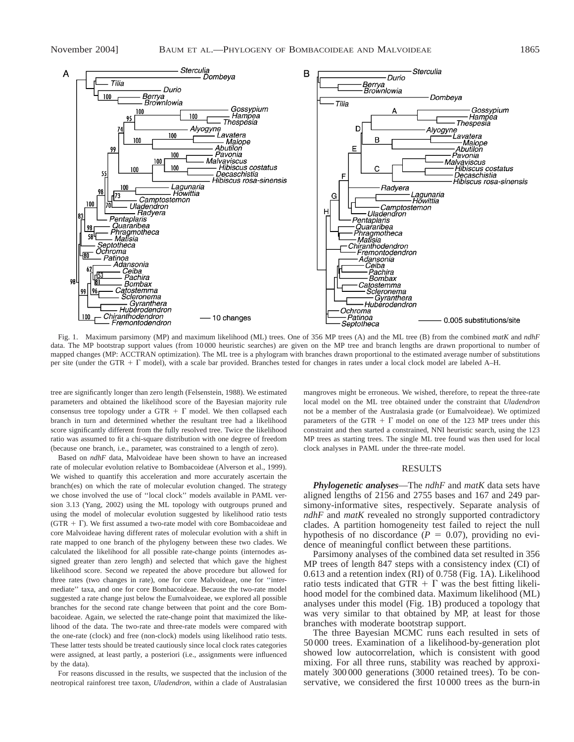Fig. 1. Maximum parsimony (MP) and maximum likelihood (ML) trees. One of 356 MP trees (A) and the ML tree (B) from the combined *matK* and *ndhF* data. The MP bootstrap support values (from 10 000 heuristic searches) are given on the MP tree and branch lengths are drawn proportional to number of mapped changes (MP: ACCTRAN optimization). The ML tree is a phylogram with branches drawn proportional to the estimated average number of substitutions per site (under the GTR + Γ model), with a scale bar provided. Branches tested for changes in rates under a local clock model are labeled A–H.

tree are significantly longer than zero length (Felsenstein, 1988). We estimated parameters and obtained the likelihood score of the Bayesian majority rule consensus tree topology under a GTR + Γ model. We then collapsed each branch in turn and determined whether the resultant tree had a likelihood score significantly different from the fully resolved tree. Twice the likelihood ratio was assumed to fit a chi-square distribution with one degree of freedom (because one branch, i.e., parameter, was constrained to a length of zero).

Based on *ndhF* data, Malvoideae have been shown to have an increased rate of molecular evolution relative to Bombacoideae (Alverson et al., 1999). We wished to quantify this acceleration and more accurately ascertain the branch(es) on which the rate of molecular evolution changed. The strategy we chose involved the use of ''local clock'' models available in PAML version 3.13 (Yang, 2002) using the ML topology with outgroups pruned and using the model of molecular evolution suggested by likelihood ratio tests (GTR + Γ). We first assumed a two-rate model with core Bombacoideae and core Malvoideae having different rates of molecular evolution with a shift in rate mapped to one branch of the phylogeny between these two clades. We calculated the likelihood for all possible rate-change points (internodes assigned greater than zero length) and selected that which gave the highest likelihood score. Second we repeated the above procedure but allowed for three rates (two changes in rate), one for core Malvoideae, one for ''intermediate'' taxa, and one for core Bombacoideae. Because the two-rate model suggested a rate change just below the Eumalvoideae, we explored all possible branches for the second rate change between that point and the core Bombacoideae. Again, we selected the rate-change point that maximized the likelihood of the data. The two-rate and three-rate models were compared with the one-rate (clock) and free (non-clock) models using likelihood ratio tests. These latter tests should be treated cautiously since local clock rates categories were assigned, at least partly, a posteriori (i.e., assignments were influenced by the data).

For reasons discussed in the results, we suspected that the inclusion of the neotropical rainforest tree taxon, *Uladendron*, within a clade of Australasian mangroves might be erroneous. We wished, therefore, to repeat the three-rate local model on the ML tree obtained under the constraint that *Uladendron* not be a member of the Australasia grade (or Eumalvoideae). We optimized parameters of the GTR + Γ model on one of the 123 MP trees under this constraint and then started a constrained, NNI heuristic search, using the 123 MP trees as starting trees. The single ML tree found was then used for local clock analyses in PAML under the three-rate model.

## RESULTS

***Phylogenetic analyses***—The *ndhF* and *matK* data sets have aligned lengths of 2156 and 2755 bases and 167 and 249 parsimony-informative sites, respectively. Separate analysis of *ndhF* and *matK* revealed no strongly supported contradictory clades. A partition homogeneity test failed to reject the null hypothesis of no discordance ($P = 0.07$), providing no evidence of meaningful conflict between these partitions.

Parsimony analyses of the combined data set resulted in 356 MP trees of length 847 steps with a consistency index (CI) of 0.613 and a retention index (RI) of 0.758 (Fig. 1A). Likelihood ratio tests indicated that GTR + Γ was the best fitting likelihood model for the combined data. Maximum likelihood (ML) analyses under this model (Fig. 1B) produced a topology that was very similar to that obtained by MP, at least for those branches with moderate bootstrap support.

The three Bayesian MCMC runs each resulted in sets of 50 000 trees. Examination of a likelihood-by-generation plot showed low autocorrelation, which is consistent with good mixing. For all three runs, stability was reached by approximately 300 000 generations (3000 retained trees). To be conservative, we considered the first 10 000 trees as the burn-in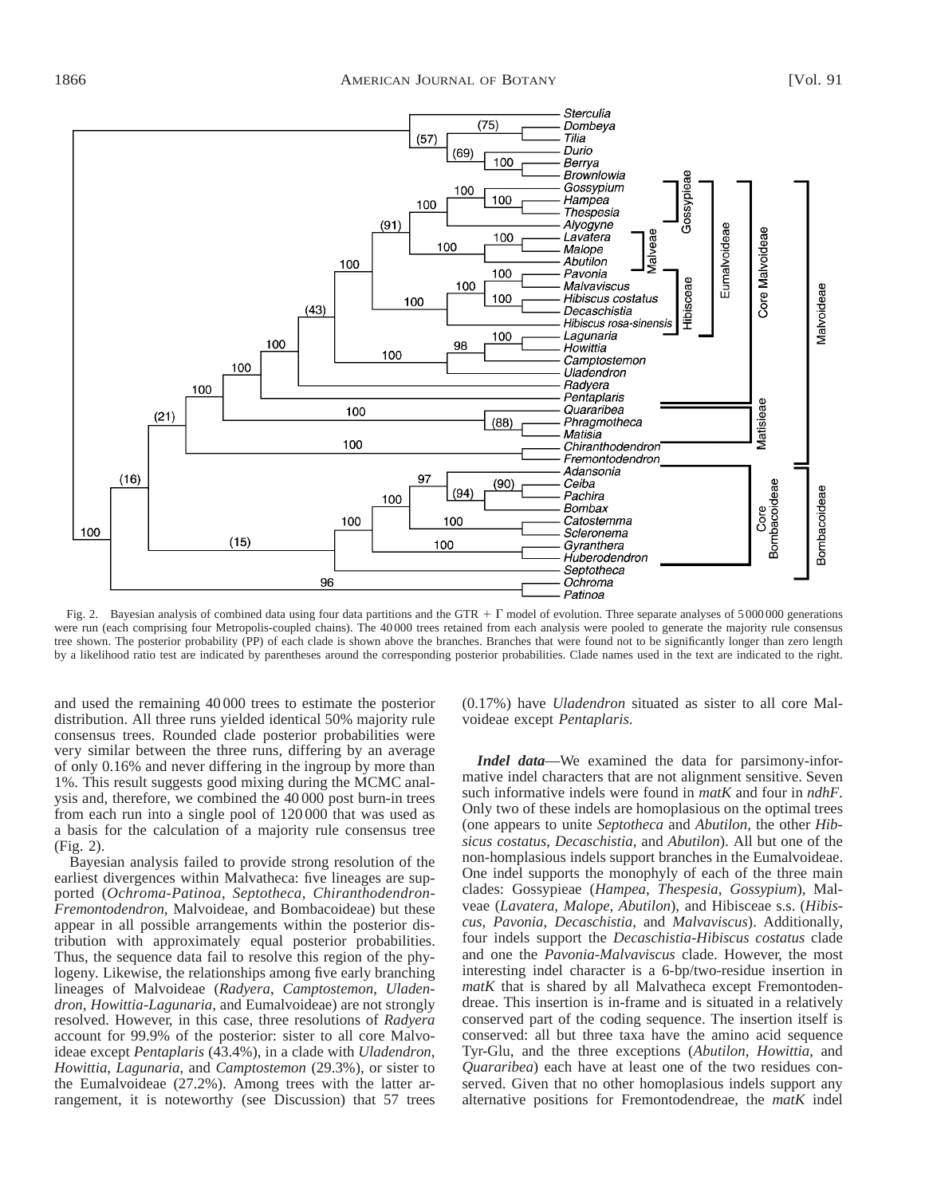Fig. 2. Bayesian analysis of combined data using four data partitions and the GTR + Γ model of evolution. Three separate analyses of 5 000 000 generations were run (each comprising four Metropolis-coupled chains). The 40 000 trees retained from each analysis were pooled to generate the majority rule consensus tree shown. The posterior probability (PP) of each clade is shown above the branches. Branches that were found not to be significantly longer than zero length by a likelihood ratio test are indicated by parentheses around the corresponding posterior probabilities. Clade names used in the text are indicated to the right.

and used the remaining 40 000 trees to estimate the posterior distribution. All three runs yielded identical 50% majority rule consensus trees. Rounded clade posterior probabilities were very similar between the three runs, differing by an average of only 0.16% and never differing in the ingroup by more than 1%. This result suggests good mixing during the MCMC analysis and, therefore, we combined the 40 000 post burn-in trees from each run into a single pool of 120 000 that was used as a basis for the calculation of a majority rule consensus tree (Fig. 2).

Bayesian analysis failed to provide strong resolution of the earliest divergences within Malvatheca: five lineages are supported (*Ochroma-Patinoa*, *Septotheca*, *Chiranthodendron-Fremontodendron*, Malvoideae, and Bombacoideae) but these appear in all possible arrangements within the posterior distribution with approximately equal posterior probabilities. Thus, the sequence data fail to resolve this region of the phylogeny. Likewise, the relationships among five early branching lineages of Malvoideae (*Radyera*, *Camptostemon*, *Uladendron*, *Howittia-Lagunaria*, and Eumalvoideae) are not strongly resolved. However, in this case, three resolutions of *Radyera* account for 99.9% of the posterior: sister to all core Malvoideae except *Pentaplaris* (43.4%), in a clade with *Uladendron*, *Howittia*, *Lagunaria*, and *Camptostemon* (29.3%), or sister to the Eumalvoideae (27.2%). Among trees with the latter arrangement, it is noteworthy (see Discussion) that 57 trees (0.17%) have *Uladendron* situated as sister to all core Malvoideae except *Pentaplaris*.

***Indel data***—We examined the data for parsimony-informative indel characters that are not alignment sensitive. Seven such informative indels were found in *matK* and four in *ndhF*. Only two of these indels are homoplasious on the optimal trees (one appears to unite *Septotheca* and *Abutilon*, the other *Hibsicus costatus*, *Decaschistia*, and *Abutilon*). All but one of the non-homplasious indels support branches in the Eumalvoideae. One indel supports the monophyly of each of the three main clades: Gossypieae (*Hampea*, *Thespesia*, *Gossypium*), Malveae (*Lavatera*, *Malope*, *Abutilon*), and Hibisceae s.s. (*Hibiscus*, *Pavonia*, *Decaschistia*, and *Malvaviscus*). Additionally, four indels support the *Decaschistia-Hibiscus costatus* clade and one the *Pavonia-Malvaviscus* clade. However, the most interesting indel character is a 6-bp/two-residue insertion in *matK* that is shared by all Malvatheca except Fremontodendreae. This insertion is in-frame and is situated in a relatively conserved part of the coding sequence. The insertion itself is conserved: all but three taxa have the amino acid sequence Tyr-Glu, and the three exceptions (*Abutilon*, *Howittia*, and *Quararibea*) each have at least one of the two residues conserved. Given that no other homoplasious indels support any alternative positions for Fremontodendreae, the *matK* indel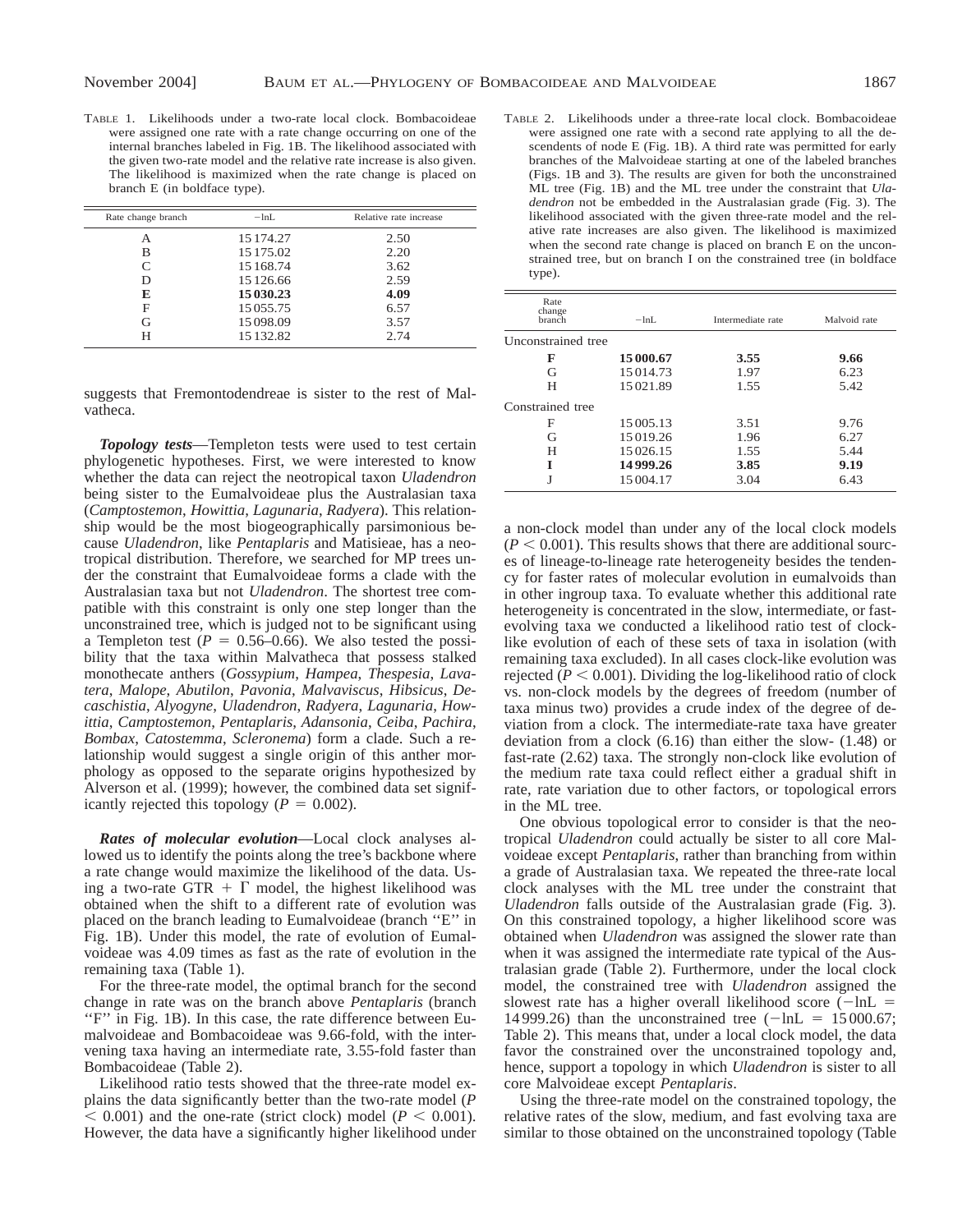TABLE 1. Likelihoods under a two-rate local clock. Bombacoideae were assigned one rate with a rate change occurring on one of the internal branches labeled in Fig. 1B. The likelihood associated with the given two-rate model and the relative rate increase is also given. The likelihood is maximized when the rate change is placed on branch E (in boldface type).

| Rate change branch | −lnL | Relative rate increase |
|---|---|---|
| A | 15 174.27 | 2.50 |
| B | 15 175.02 | 2.20 |
| C | 15 168.74 | 3.62 |
| D | 15 126.66 | 2.59 |
| **E** | **15 030.23** | **4.09** |
| F | 15 055.75 | 6.57 |
| G | 15 098.09 | 3.57 |
| H | 15 132.82 | 2.74 |

TABLE 2. Likelihoods under a three-rate local clock. Bombacoideae were assigned one rate with a second rate applying to all the descendents of node E (Fig. 1B). A third rate was permitted for early branches of the Malvoideae starting at one of the labeled branches (Figs. 1B and 3). The results are given for both the unconstrained ML tree (Fig. 1B) and the ML tree under the constraint that *Uladendron* not be embedded in the Australasian grade (Fig. 3). The likelihood associated with the given three-rate model and the relative rate increases are also given. The likelihood is maximized when the second rate change is placed on branch E on the unconstrained tree, but on branch I on the constrained tree (in boldface type).

| Rate change branch | −lnL | Intermediate rate | Malvoid rate |
|---|---|---|---|
| Unconstrained tree | | | |
| **F** | **15 000.67** | **3.55** | **9.66** |
| G | 15 014.73 | 1.97 | 6.23 |
| H | 15 021.89 | 1.55 | 5.42 |
| Constrained tree | | | |
| F | 15 005.13 | 3.51 | 9.76 |
| G | 15 019.26 | 1.96 | 6.27 |
| H | 15 026.15 | 1.55 | 5.44 |
| **I** | **14 999.26** | **3.85** | **9.19** |
| J | 15 004.17 | 3.04 | 6.43 |

suggests that Fremontodendreae is sister to the rest of Malvatheca.

***Topology tests***—Templeton tests were used to test certain phylogenetic hypotheses. First, we were interested to know whether the data can reject the neotropical taxon *Uladendron* being sister to the Eumalvoideae plus the Australasian taxa (*Camptostemon*, *Howittia*, *Lagunaria*, *Radyera*). This relationship would be the most biogeographically parsimonious because *Uladendron*, like *Pentaplaris* and Matisieae, has a neotropical distribution. Therefore, we searched for MP trees under the constraint that Eumalvoideae forms a clade with the Australasian taxa but not *Uladendron*. The shortest tree compatible with this constraint is only one step longer than the unconstrained tree, which is judged not to be significant using a Templeton test ($P = 0.56$–$0.66$). We also tested the possibility that the taxa within Malvatheca that possess stalked monothecate anthers (*Gossypium*, *Hampea*, *Thespesia*, *Lavatera*, *Malope*, *Abutilon*, *Pavonia*, *Malvaviscus*, *Hibiscus*, *Decaschistia*, *Alyogyne*, *Uladendron*, *Radyera*, *Lagunaria*, *Howittia*, *Camptostemon*, *Pentaplaris*, *Adansonia*, *Ceiba*, *Pachira*, *Bombax*, *Catostemma*, *Scleronema*) form a clade. Such a relationship would suggest a single origin of this anther morphology as opposed to the separate origins hypothesized by Alverson et al. (1999); however, the combined data set significantly rejected this topology ($P = 0.002$).

***Rates of molecular evolution***—Local clock analyses allowed us to identify the points along the tree's backbone where a rate change would maximize the likelihood of the data. Using a two-rate GTR + Γ model, the highest likelihood was obtained when the shift to a different rate of evolution was placed on the branch leading to Eumalvoideae (branch ''E'' in Fig. 1B). Under this model, the rate of evolution of Eumalvoideae was 4.09 times as fast as the rate of evolution in the remaining taxa (Table 1).

For the three-rate model, the optimal branch for the second change in rate was on the branch above *Pentaplaris* (branch ''F'' in Fig. 1B). In this case, the rate difference between Eumalvoideae and Bombacoideae was 9.66-fold, with the intervening taxa having an intermediate rate, 3.55-fold faster than Bombacoideae (Table 2).

Likelihood ratio tests showed that the three-rate model explains the data significantly better than the two-rate model ($P < 0.001$) and the one-rate (strict clock) model ($P < 0.001$). However, the data have a significantly higher likelihood under a non-clock model than under any of the local clock models ($P < 0.001$). This results shows that there are additional sources of lineage-to-lineage rate heterogeneity besides the tendency for faster rates of molecular evolution in eumalvoids than in other ingroup taxa. To evaluate whether this additional rate heterogeneity is concentrated in the slow, intermediate, or fast-evolving taxa we conducted a likelihood ratio test of clock-like evolution of each of these sets of taxa in isolation (with remaining taxa excluded). In all cases clock-like evolution was rejected ($P < 0.001$). Dividing the log-likelihood ratio of clock vs. non-clock models by the degrees of freedom (number of taxa minus two) provides a crude index of the degree of deviation from a clock. The intermediate-rate taxa have greater deviation from a clock (6.16) than either the slow- (1.48) or fast-rate (2.62) taxa. The strongly non-clock like evolution of the medium rate taxa could reflect either a gradual shift in rate, rate variation due to other factors, or topological errors in the ML tree.

One obvious topological error to consider is that the neotropical *Uladendron* could actually be sister to all core Malvoideae except *Pentaplaris*, rather than branching from within a grade of Australasian taxa. We repeated the three-rate local clock analyses with the ML tree under the constraint that *Uladendron* falls outside of the Australasian grade (Fig. 3). On this constrained topology, a higher likelihood score was obtained when *Uladendron* was assigned the slower rate than when it was assigned the intermediate rate typical of the Australasian grade (Table 2). Furthermore, under the local clock model, the constrained tree with *Uladendron* assigned the slowest rate has a higher overall likelihood score ($-\ln L = 14\,999.26$) than the unconstrained tree ($-\ln L = 15\,000.67$; Table 2). This means that, under a local clock model, the data favor the constrained over the unconstrained topology and, hence, support a topology in which *Uladendron* is sister to all core Malvoideae except *Pentaplaris*.

Using the three-rate model on the constrained topology, the relative rates of the slow, medium, and fast evolving taxa are similar to those obtained on the unconstrained topology (Table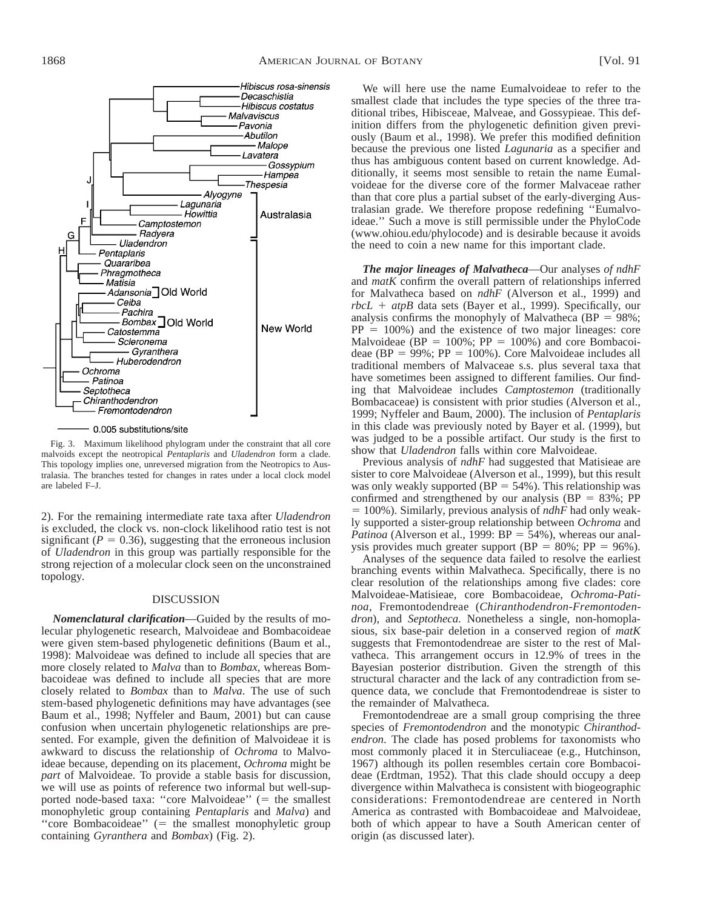Fig. 3. Maximum likelihood phylogram under the constraint that all core malvoids except the neotropical *Pentaplaris* and *Uladendron* form a clade. This topology implies one, unreversed migration from the Neotropics to Australasia. The branches tested for changes in rates under a local clock model are labeled F–J.

2). For the remaining intermediate rate taxa after *Uladendron* is excluded, the clock vs. non-clock likelihood ratio test is not significant ($P = 0.36$), suggesting that the erroneous inclusion of *Uladendron* in this group was partially responsible for the strong rejection of a molecular clock seen on the unconstrained topology.

## DISCUSSION

***Nomenclatural clarification***—Guided by the results of molecular phylogenetic research, Malvoideae and Bombacoideae were given stem-based phylogenetic definitions (Baum et al., 1998): Malvoideae was defined to include all species that are more closely related to *Malva* than to *Bombax*, whereas Bombacoideae was defined to include all species that are more closely related to *Bombax* than to *Malva*. The use of such stem-based phylogenetic definitions may have advantages (see Baum et al., 1998; Nyffeler and Baum, 2001) but can cause confusion when uncertain phylogenetic relationships are presented. For example, given the definition of Malvoideae it is awkward to discuss the relationship of *Ochroma* to Malvoideae because, depending on its placement, *Ochroma* might be *part* of Malvoideae. To provide a stable basis for discussion, we will use as points of reference two informal but well-supported node-based taxa: ''core Malvoideae'' (= the smallest monophyletic group containing *Pentaplaris* and *Malva*) and ''core Bombacoideae'' (= the smallest monophyletic group containing *Gyranthera* and *Bombax*) (Fig. 2).

We will here use the name Eumalvoideae to refer to the smallest clade that includes the type species of the three traditional tribes, Hibisceae, Malveae, and Gossypieae. This definition differs from the phylogenetic definition given previously (Baum et al., 1998). We prefer this modified definition because the previous one listed *Lagunaria* as a specifier and thus has ambiguous content based on current knowledge. Additionally, it seems most sensible to retain the name Eumalvoideae for the diverse core of the former Malvaceae rather than that core plus a partial subset of the early-diverging Australasian grade. We therefore propose redefining ''Eumalvoideae.'' Such a move is still permissible under the PhyloCode (www.ohiou.edu/phylocode) and is desirable because it avoids the need to coin a new name for this important clade.

***The major lineages of Malvatheca***—Our analyses *of ndhF* and *matK* confirm the overall pattern of relationships inferred for Malvatheca based on *ndhF* (Alverson et al., 1999) and *rbcL* + *atpB* data sets (Bayer et al., 1999). Specifically, our analysis confirms the monophyly of Malvatheca (BP = 98%; PP = 100%) and the existence of two major lineages: core Malvoideae (BP = 100%; PP = 100%) and core Bombacoideae (BP = 99%; PP = 100%). Core Malvoideae includes all traditional members of Malvaceae s.s. plus several taxa that have sometimes been assigned to different families. Our finding that Malvoideae includes *Camptostemon* (traditionally Bombacaceae) is consistent with prior studies (Alverson et al., 1999; Nyffeler and Baum, 2000). The inclusion of *Pentaplaris* in this clade was previously noted by Bayer et al. (1999), but was judged to be a possible artifact. Our study is the first to show that *Uladendron* falls within core Malvoideae.

Previous analysis of *ndhF* had suggested that Matisieae are sister to core Malvoideae (Alverson et al., 1999), but this result was only weakly supported (BP = 54%). This relationship was confirmed and strengthened by our analysis (BP = 83%; PP = 100%). Similarly, previous analysis of *ndhF* had only weakly supported a sister-group relationship between *Ochroma* and *Patinoa* (Alverson et al., 1999: BP = 54%), whereas our analysis provides much greater support (BP = 80%; PP = 96%).

Analyses of the sequence data failed to resolve the earliest branching events within Malvatheca. Specifically, there is no clear resolution of the relationships among five clades: core Malvoideae-Matisieae, core Bombacoideae, *Ochroma-Patinoa*, Fremontodendreae (*Chiranthodendron-Fremontodendron*), and *Septotheca*. Nonetheless a single, non-homoplasious, six base-pair deletion in a conserved region of *matK* suggests that Fremontodendreae are sister to the rest of Malvatheca. This arrangement occurs in 12.9% of trees in the Bayesian posterior distribution. Given the strength of this structural character and the lack of any contradiction from sequence data, we conclude that Fremontodendreae is sister to the remainder of Malvatheca.

Fremontodendreae are a small group comprising the three species of *Fremontodendron* and the monotypic *Chiranthodendron*. The clade has posed problems for taxonomists who most commonly placed it in Sterculiaceae (e.g., Hutchinson, 1967) although its pollen resembles certain core Bombacoideae (Erdtman, 1952). That this clade should occupy a deep divergence within Malvatheca is consistent with biogeographic considerations: Fremontodendreae are centered in North America as contrasted with Bombacoideae and Malvoideae, both of which appear to have a South American center of origin (as discussed later).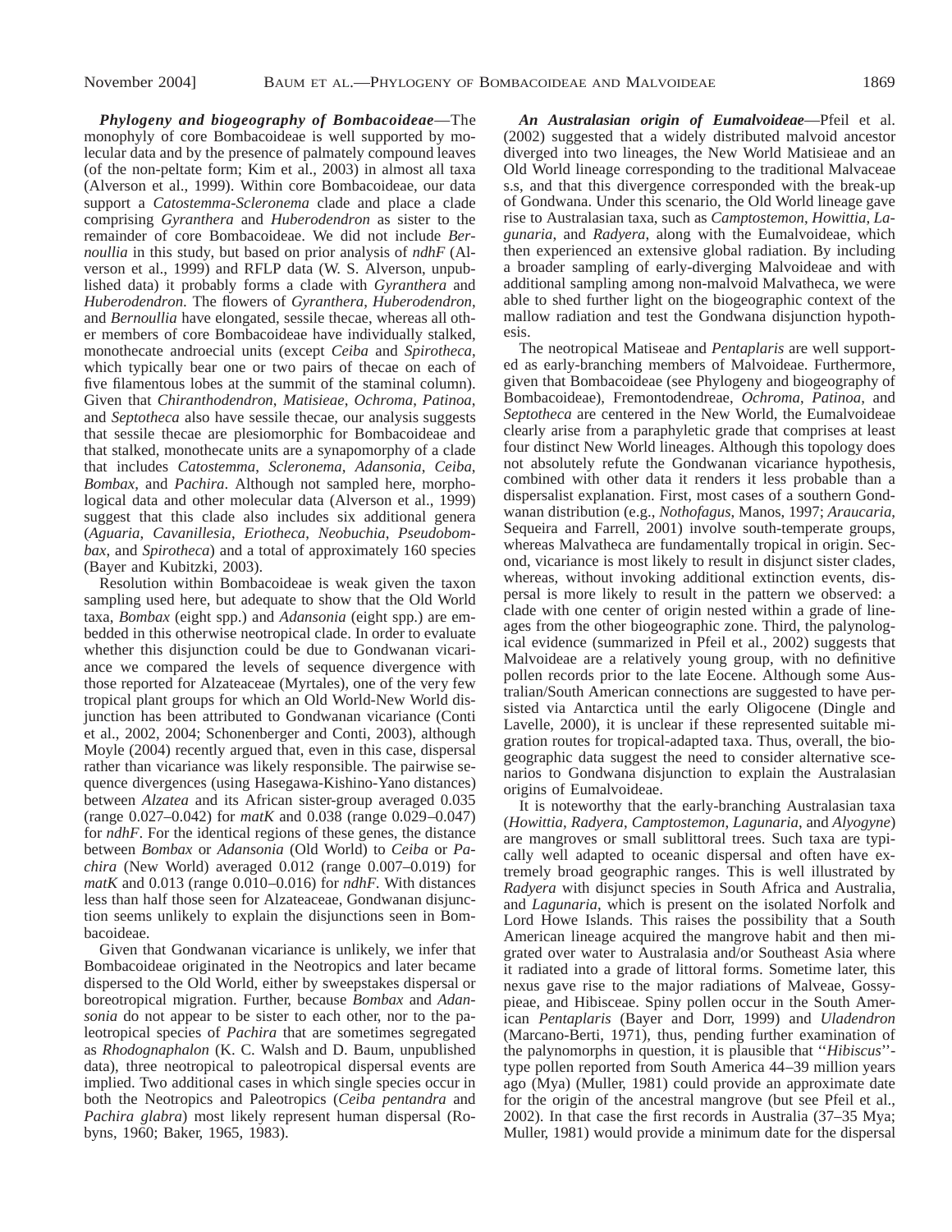***Phylogeny and biogeography of Bombacoideae***—The monophyly of core Bombacoideae is well supported by molecular data and by the presence of palmately compound leaves (of the non-peltate form; Kim et al., 2003) in almost all taxa (Alverson et al., 1999). Within core Bombacoideae, our data support a *Catostemma-Scleronema* clade and place a clade comprising *Gyranthera* and *Huberodendron* as sister to the remainder of core Bombacoideae. We did not include *Bernoullia* in this study, but based on prior analysis of *ndhF* (Alverson et al., 1999) and RFLP data (W. S. Alverson, unpublished data) it probably forms a clade with *Gyranthera* and *Huberodendron*. The flowers of *Gyranthera*, *Huberodendron*, and *Bernoullia* have elongated, sessile thecae, whereas all other members of core Bombacoideae have individually stalked, monothecate androecial units (except *Ceiba* and *Spirotheca*, which typically bear one or two pairs of thecae on each of five filamentous lobes at the summit of the staminal column). Given that *Chiranthodendron*, *Matisieae*, *Ochroma*, *Patinoa*, and *Septotheca* also have sessile thecae, our analysis suggests that sessile thecae are plesiomorphic for Bombacoideae and that stalked, monothecate units are a synapomorphy of a clade that includes *Catostemma*, *Scleronema*, *Adansonia*, *Ceiba*, *Bombax*, and *Pachira*. Although not sampled here, morphological data and other molecular data (Alverson et al., 1999) suggest that this clade also includes six additional genera (*Aguaria*, *Cavanillesia*, *Eriotheca*, *Neobuchia*, *Pseudobombax*, and *Spirotheca*) and a total of approximately 160 species (Bayer and Kubitzki, 2003).

Resolution within Bombacoideae is weak given the taxon sampling used here, but adequate to show that the Old World taxa, *Bombax* (eight spp.) and *Adansonia* (eight spp.) are embedded in this otherwise neotropical clade. In order to evaluate whether this disjunction could be due to Gondwanan vicariance we compared the levels of sequence divergence with those reported for Alzateaceae (Myrtales), one of the very few tropical plant groups for which an Old World-New World disjunction has been attributed to Gondwanan vicariance (Conti et al., 2002, 2004; Schonenberger and Conti, 2003), although Moyle (2004) recently argued that, even in this case, dispersal rather than vicariance was likely responsible. The pairwise sequence divergences (using Hasegawa-Kishino-Yano distances) between *Alzatea* and its African sister-group averaged 0.035 (range 0.027–0.042) for *matK* and 0.038 (range 0.029–0.047) for *ndhF*. For the identical regions of these genes, the distance between *Bombax* or *Adansonia* (Old World) to *Ceiba* or *Pachira* (New World) averaged 0.012 (range 0.007–0.019) for *matK* and 0.013 (range 0.010–0.016) for *ndhF*. With distances less than half those seen for Alzateaceae, Gondwanan disjunction seems unlikely to explain the disjunctions seen in Bombacoideae.

Given that Gondwanan vicariance is unlikely, we infer that Bombacoideae originated in the Neotropics and later became dispersed to the Old World, either by sweepstakes dispersal or boreotropical migration. Further, because *Bombax* and *Adansonia* do not appear to be sister to each other, nor to the paleotropical species of *Pachira* that are sometimes segregated as *Rhodognaphalon* (K. C. Walsh and D. Baum, unpublished data), three neotropical to paleotropical dispersal events are implied. Two additional cases in which single species occur in both the Neotropics and Paleotropics (*Ceiba pentandra* and *Pachira glabra*) most likely represent human dispersal (Robyns, 1960; Baker, 1965, 1983).

***An Australasian origin of Eumalvoideae***—Pfeil et al. (2002) suggested that a widely distributed malvoid ancestor diverged into two lineages, the New World Matisieae and an Old World lineage corresponding to the traditional Malvaceae s.s, and that this divergence corresponded with the break-up of Gondwana. Under this scenario, the Old World lineage gave rise to Australasian taxa, such as *Camptostemon*, *Howittia*, *Lagunaria*, and *Radyera*, along with the Eumalvoideae, which then experienced an extensive global radiation. By including a broader sampling of early-diverging Malvoideae and with additional sampling among non-malvoid Malvatheca, we were able to shed further light on the biogeographic context of the mallow radiation and test the Gondwana disjunction hypothesis.

The neotropical Matiseae and *Pentaplaris* are well supported as early-branching members of Malvoideae. Furthermore, given that Bombacoideae (see Phylogeny and biogeography of Bombacoideae), Fremontodendreae, *Ochroma*, *Patinoa*, and *Septotheca* are centered in the New World, the Eumalvoideae clearly arise from a paraphyletic grade that comprises at least four distinct New World lineages. Although this topology does not absolutely refute the Gondwanan vicariance hypothesis, combined with other data it renders it less probable than a dispersalist explanation. First, most cases of a southern Gondwanan distribution (e.g., *Nothofagus*, Manos, 1997; *Araucaria*, Sequeira and Farrell, 2001) involve south-temperate groups, whereas Malvatheca are fundamentally tropical in origin. Second, vicariance is most likely to result in disjunct sister clades, whereas, without invoking additional extinction events, dispersal is more likely to result in the pattern we observed: a clade with one center of origin nested within a grade of lineages from the other biogeographic zone. Third, the palynological evidence (summarized in Pfeil et al., 2002) suggests that Malvoideae are a relatively young group, with no definitive pollen records prior to the late Eocene. Although some Australian/South American connections are suggested to have persisted via Antarctica until the early Oligocene (Dingle and Lavelle, 2000), it is unclear if these represented suitable migration routes for tropical-adapted taxa. Thus, overall, the biogeographic data suggest the need to consider alternative scenarios to Gondwana disjunction to explain the Australasian origins of Eumalvoideae.

It is noteworthy that the early-branching Australasian taxa (*Howittia*, *Radyera*, *Camptostemon*, *Lagunaria*, and *Alyogyne*) are mangroves or small sublittoral trees. Such taxa are typically well adapted to oceanic dispersal and often have extremely broad geographic ranges. This is well illustrated by *Radyera* with disjunct species in South Africa and Australia, and *Lagunaria*, which is present on the isolated Norfolk and Lord Howe Islands. This raises the possibility that a South American lineage acquired the mangrove habit and then migrated over water to Australasia and/or Southeast Asia where it radiated into a grade of littoral forms. Sometime later, this nexus gave rise to the major radiations of Malveae, Gossypieae, and Hibisceae. Spiny pollen occur in the South American *Pentaplaris* (Bayer and Dorr, 1999) and *Uladendron* (Marcano-Berti, 1971), thus, pending further examination of the palynomorphs in question, it is plausible that ''*Hibiscus*''-type pollen reported from South America 44–39 million years ago (Mya) (Muller, 1981) could provide an approximate date for the origin of the ancestral mangrove (but see Pfeil et al., 2002). In that case the first records in Australia (37–35 Mya; Muller, 1981) would provide a minimum date for the dispersal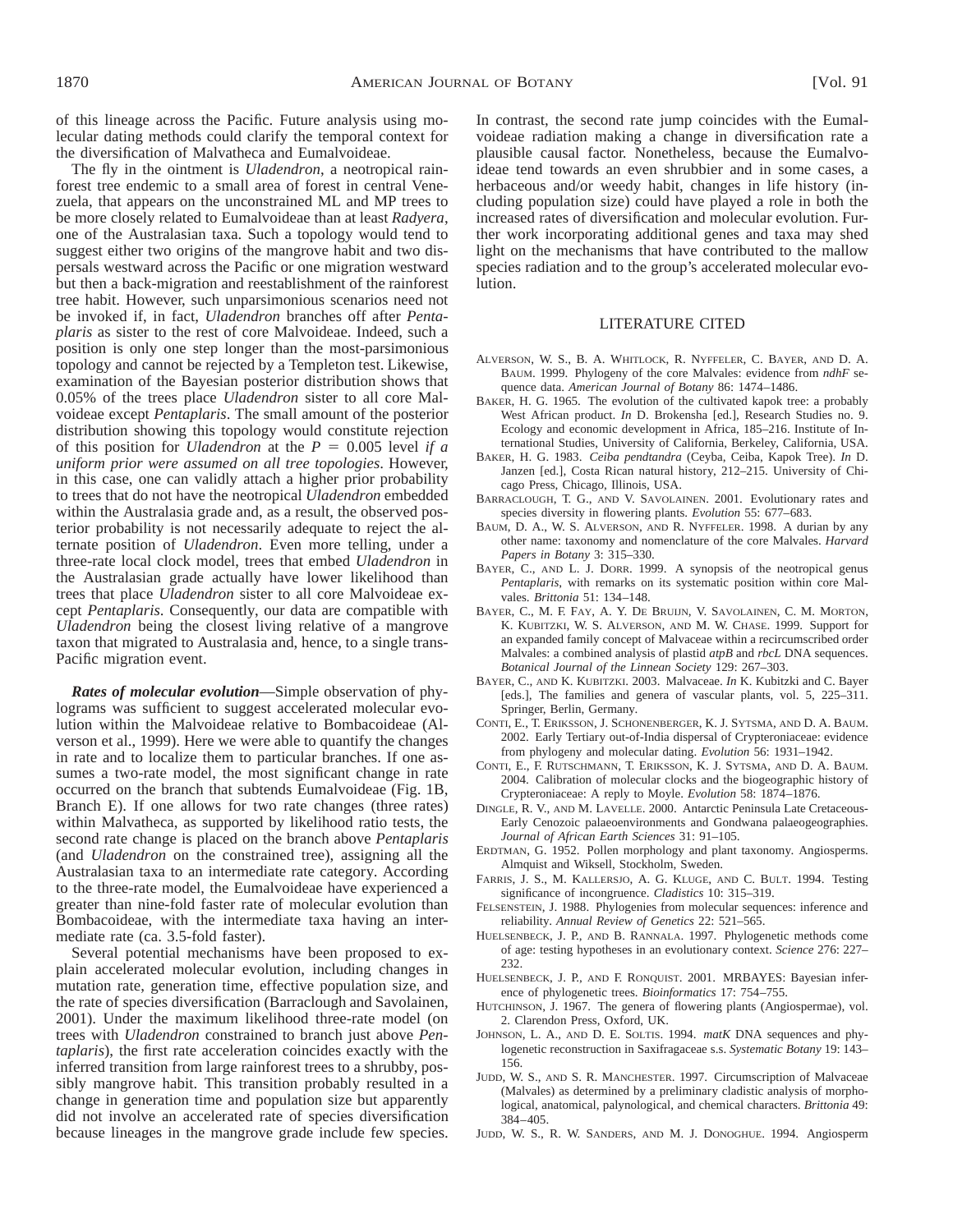of this lineage across the Pacific. Future analysis using molecular dating methods could clarify the temporal context for the diversification of Malvatheca and Eumalvoideae.

The fly in the ointment is *Uladendron*, a neotropical rainforest tree endemic to a small area of forest in central Venezuela, that appears on the unconstrained ML and MP trees to be more closely related to Eumalvoideae than at least *Radyera*, one of the Australasian taxa. Such a topology would tend to suggest either two origins of the mangrove habit and two dispersals westward across the Pacific or one migration westward but then a back-migration and reestablishment of the rainforest tree habit. However, such unparsimonious scenarios need not be invoked if, in fact, *Uladendron* branches off after *Pentaplaris* as sister to the rest of core Malvoideae. Indeed, such a position is only one step longer than the most-parsimonious topology and cannot be rejected by a Templeton test. Likewise, examination of the Bayesian posterior distribution shows that 0.05% of the trees place *Uladendron* sister to all core Malvoideae except *Pentaplaris*. The small amount of the posterior distribution showing this topology would constitute rejection of this position for *Uladendron* at the $P = 0.005$ level *if a uniform prior were assumed on all tree topologies*. However, in this case, one can validly attach a higher prior probability to trees that do not have the neotropical *Uladendron* embedded within the Australasia grade and, as a result, the observed posterior probability is not necessarily adequate to reject the alternate position of *Uladendron*. Even more telling, under a three-rate local clock model, trees that embed *Uladendron* in the Australasian grade actually have lower likelihood than trees that place *Uladendron* sister to all core Malvoideae except *Pentaplaris*. Consequently, our data are compatible with *Uladendron* being the closest living relative of a mangrove taxon that migrated to Australasia and, hence, to a single trans-Pacific migration event.

***Rates of molecular evolution***—Simple observation of phylograms was sufficient to suggest accelerated molecular evolution within the Malvoideae relative to Bombacoideae (Alverson et al., 1999). Here we were able to quantify the changes in rate and to localize them to particular branches. If one assumes a two-rate model, the most significant change in rate occurred on the branch that subtends Eumalvoideae (Fig. 1B, Branch E). If one allows for two rate changes (three rates) within Malvatheca, as supported by likelihood ratio tests, the second rate change is placed on the branch above *Pentaplaris* (and *Uladendron* on the constrained tree), assigning all the Australasian taxa to an intermediate rate category. According to the three-rate model, the Eumalvoideae have experienced a greater than nine-fold faster rate of molecular evolution than Bombacoideae, with the intermediate taxa having an intermediate rate (ca. 3.5-fold faster).

Several potential mechanisms have been proposed to explain accelerated molecular evolution, including changes in mutation rate, generation time, effective population size, and the rate of species diversification (Barraclough and Savolainen, 2001). Under the maximum likelihood three-rate model (on trees with *Uladendron* constrained to branch just above *Pentaplaris*), the first rate acceleration coincides exactly with the inferred transition from large rainforest trees to a shrubby, possibly mangrove habit. This transition probably resulted in a change in generation time and population size but apparently did not involve an accelerated rate of species diversification because lineages in the mangrove grade include few species. In contrast, the second rate jump coincides with the Eumalvoideae radiation making a change in diversification rate a plausible causal factor. Nonetheless, because the Eumalvoideae tend towards an even shrubbier and in some cases, a herbaceous and/or weedy habit, changes in life history (including population size) could have played a role in both the increased rates of diversification and molecular evolution. Further work incorporating additional genes and taxa may shed light on the mechanisms that have contributed to the mallow species radiation and to the group's accelerated molecular evolution.

## LITERATURE CITED

Alverson, W. S., B. A. Whitlock, R. Nyffeler, C. Bayer, and D. A. Baum. 1999. Phylogeny of the core Malvales: evidence from *ndhF* sequence data. *American Journal of Botany* 86: 1474–1486.

Baker, H. G. 1965. The evolution of the cultivated kapok tree: a probably West African product. *In* D. Brokensha [ed.], Research Studies no. 9. Ecology and economic development in Africa, 185–216. Institute of International Studies, University of California, Berkeley, California, USA.

Baker, H. G. 1983. *Ceiba pendtandra* (Ceyba, Ceiba, Kapok Tree). *In* D. Janzen [ed.], Costa Rican natural history, 212–215. University of Chicago Press, Chicago, Illinois, USA.

Barraclough, T. G., and V. Savolainen. 2001. Evolutionary rates and species diversity in flowering plants. *Evolution* 55: 677–683.

Baum, D. A., W. S. Alverson, and R. Nyffeler. 1998. A durian by any other name: taxonomy and nomenclature of the core Malvales. *Harvard Papers in Botany* 3: 315–330.

Bayer, C., and L. J. Dorr. 1999. A synopsis of the neotropical genus *Pentaplaris*, with remarks on its systematic position within core Malvales. *Brittonia* 51: 134–148.

Bayer, C., M. F. Fay, A. Y. De Bruijn, V. Savolainen, C. M. Morton, K. Kubitzki, W. S. Alverson, and M. W. Chase. 1999. Support for an expanded family concept of Malvaceae within a recircumscribed order Malvales: a combined analysis of plastid *atpB* and *rbcL* DNA sequences. *Botanical Journal of the Linnean Society* 129: 267–303.

Bayer, C., and K. Kubitzki. 2003. Malvaceae. *In* K. Kubitzki and C. Bayer [eds.], The families and genera of vascular plants, vol. 5, 225–311. Springer, Berlin, Germany.

Conti, E., T. Eriksson, J. Schonenberger, K. J. Sytsma, and D. A. Baum. 2002. Early Tertiary out-of-India dispersal of Crypteroniaceae: evidence from phylogeny and molecular dating. *Evolution* 56: 1931–1942.

Conti, E., F. Rutschmann, T. Eriksson, K. J. Sytsma, and D. A. Baum. 2004. Calibration of molecular clocks and the biogeographic history of Crypteroniaceae: A reply to Moyle. *Evolution* 58: 1874–1876.

Dingle, R. V., and M. Lavelle. 2000. Antarctic Peninsula Late Cretaceous-Early Cenozoic palaeoenvironments and Gondwana palaeogeographies. *Journal of African Earth Sciences* 31: 91–105.

Erdtman, G. 1952. Pollen morphology and plant taxonomy. Angiosperms. Almquist and Wiksell, Stockholm, Sweden.

Farris, J. S., M. Kallersjo, A. G. Kluge, and C. Bult. 1994. Testing significance of incongruence. *Cladistics* 10: 315–319.

Felsenstein, J. 1988. Phylogenies from molecular sequences: inference and reliability. *Annual Review of Genetics* 22: 521–565.

Huelsenbeck, J. P., and B. Rannala. 1997. Phylogenetic methods come of age: testing hypotheses in an evolutionary context. *Science* 276: 227–232.

Huelsenbeck, J. P., and F. Ronquist. 2001. MRBAYES: Bayesian inference of phylogenetic trees. *Bioinformatics* 17: 754–755.

Hutchinson, J. 1967. The genera of flowering plants (Angiospermae), vol. 2. Clarendon Press, Oxford, UK.

Johnson, L. A., and D. E. Soltis. 1994. *matK* DNA sequences and phylogenetic reconstruction in Saxifragaceae s.s. *Systematic Botany* 19: 143–156.

Judd, W. S., and S. R. Manchester. 1997. Circumscription of Malvaceae (Malvales) as determined by a preliminary cladistic analysis of morphological, anatomical, palynological, and chemical characters. *Brittonia* 49: 384–405.

Judd, W. S., R. W. Sanders, and M. J. Donoghue. 1994. Angiosperm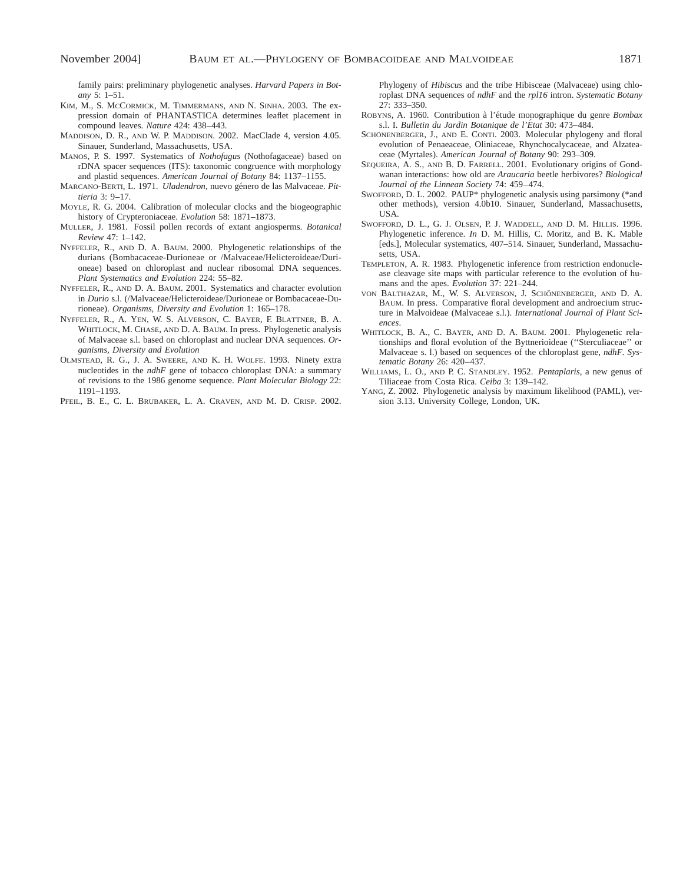family pairs: preliminary phylogenetic analyses. *Harvard Papers in Botany* 5: 1–51.

KIM, M., S. MCCORMICK, M. TIMMERMANS, AND N. SINHA. 2003. The expression domain of PHANTASTICA determines leaflet placement in compound leaves. *Nature* 424: 438–443.

MADDISON, D. R., AND W. P. MADDISON. 2002. MacClade 4, version 4.05. Sinauer, Sunderland, Massachusetts, USA.

MANOS, P. S. 1997. Systematics of *Nothofagus* (Nothofagaceae) based on rDNA spacer sequences (ITS): taxonomic congruence with morphology and plastid sequences. *American Journal of Botany* 84: 1137–1155.

MARCANO-BERTI, L. 1971. *Uladendron*, nuevo género de las Malvaceae. *Pittieria* 3: 9–17.

MOYLE, R. G. 2004. Calibration of molecular clocks and the biogeographic history of Crypteroniaceae. *Evolution* 58: 1871–1873.

MULLER, J. 1981. Fossil pollen records of extant angiosperms. *Botanical Review* 47: 1–142.

NYFFELER, R., AND D. A. BAUM. 2000. Phylogenetic relationships of the durians (Bombacaceae-Durioneae or /Malvaceae/Helicteroideae/Durioneae) based on chloroplast and nuclear ribosomal DNA sequences. *Plant Systematics and Evolution* 224: 55–82.

NYFFELER, R., AND D. A. BAUM. 2001. Systematics and character evolution in *Durio* s.l. (/Malvaceae/Helicteroideae/Durioneae or Bombacaceae-Durioneae). *Organisms, Diversity and Evolution* 1: 165–178.

NYFFELER, R., A. YEN, W. S. ALVERSON, C. BAYER, F. BLATTNER, B. A. WHITLOCK, M. CHASE, AND D. A. BAUM. In press. Phylogenetic analysis of Malvaceae s.l. based on chloroplast and nuclear DNA sequences. *Organisms, Diversity and Evolution*

OLMSTEAD, R. G., J. A. SWEERE, AND K. H. WOLFE. 1993. Ninety extra nucleotides in the *ndhF* gene of tobacco chloroplast DNA: a summary of revisions to the 1986 genome sequence. *Plant Molecular Biology* 22: 1191–1193.

PFEIL, B. E., C. L. BRUBAKER, L. A. CRAVEN, AND M. D. CRISP. 2002. Phylogeny of *Hibiscus* and the tribe Hibisceae (Malvaceae) using chloroplast DNA sequences of *ndhF* and the *rpl16* intron. *Systematic Botany* 27: 333–350.

ROBYNS, A. 1960. Contribution à l'étude monographique du genre *Bombax* s.l. I. *Bulletin du Jardin Botanique de l'État* 30: 473–484.

SCHÖNENBERGER, J., AND E. CONTI. 2003. Molecular phylogeny and floral evolution of Penaeaceae, Oliniaceae, Rhynchocalycaceae, and Alzateaceae (Myrtales). *American Journal of Botany* 90: 293–309.

SEQUEIRA, A. S., AND B. D. FARRELL. 2001. Evolutionary origins of Gondwanan interactions: how old are *Araucaria* beetle herbivores? *Biological Journal of the Linnean Society* 74: 459–474.

SWOFFORD, D. L. 2002. PAUP* phylogenetic analysis using parsimony (*and other methods), version 4.0b10. Sinauer, Sunderland, Massachusetts, USA.

SWOFFORD, D. L., G. J. OLSEN, P. J. WADDELL, AND D. M. HILLIS. 1996. Phylogenetic inference. *In* D. M. Hillis, C. Moritz, and B. K. Mable [eds.], Molecular systematics, 407–514. Sinauer, Sunderland, Massachusetts, USA.

TEMPLETON, A. R. 1983. Phylogenetic inference from restriction endonuclease cleavage site maps with particular reference to the evolution of humans and the apes. *Evolution* 37: 221–244.

VON BALTHAZAR, M., W. S. ALVERSON, J. SCHÖNENBERGER, AND D. A. BAUM. In press. Comparative floral development and androecium structure in Malvoideae (Malvaceae s.l.). *International Journal of Plant Sciences*.

WHITLOCK, B. A., C. BAYER, AND D. A. BAUM. 2001. Phylogenetic relationships and floral evolution of the Byttnerioideae (''Sterculiaceae'' or Malvaceae s. l.) based on sequences of the chloroplast gene, *ndhF*. *Systematic Botany* 26: 420–437.

WILLIAMS, L. O., AND P. C. STANDLEY. 1952. *Pentaplaris*, a new genus of Tiliaceae from Costa Rica. *Ceiba* 3: 139–142.

YANG, Z. 2002. Phylogenetic analysis by maximum likelihood (PAML), version 3.13. University College, London, UK.